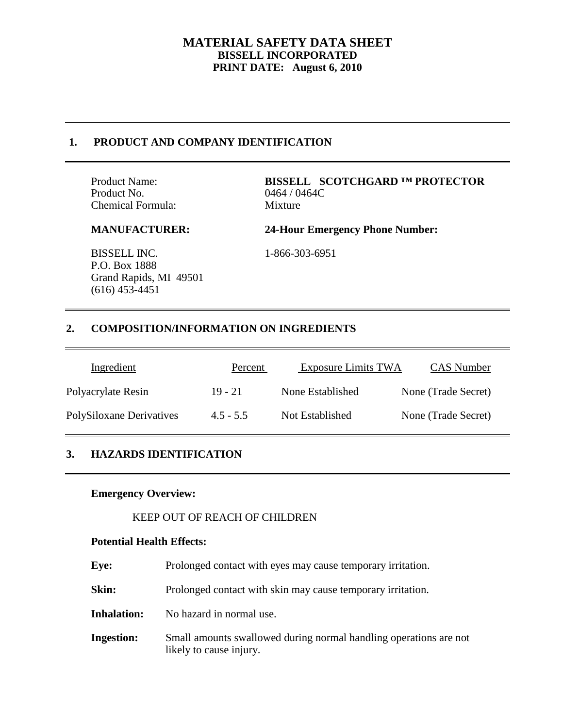# MATERIAL SAFETY DATA SHEET
**BISSELL INCORPORATED**
**PRINT DATE: August 6, 2010**

## 1. PRODUCT AND COMPANY IDENTIFICATION

| | |
|---|---|
| Product Name: | **BISSELL SCOTCHGARD ™ PROTECTOR** |
| Product No. | 0464 / 0464C |
| Chemical Formula: | Mixture |

**MANUFACTURER:**

BISSELL INC.
P.O. Box 1888
Grand Rapids, MI 49501
(616) 453-4451

**24-Hour Emergency Phone Number:**

1-866-303-6951

## 2. COMPOSITION/INFORMATION ON INGREDIENTS

| Ingredient | Percent | Exposure Limits TWA | CAS Number |
|---|---|---|---|
| Polyacrylate Resin | 19 - 21 | None Established | None (Trade Secret) |
| PolySiloxane Derivatives | 4.5 - 5.5 | Not Established | None (Trade Secret) |

## 3. HAZARDS IDENTIFICATION

**Emergency Overview:**

KEEP OUT OF REACH OF CHILDREN

**Potential Health Effects:**

**Eye:** Prolonged contact with eyes may cause temporary irritation.

**Skin:** Prolonged contact with skin may cause temporary irritation.

**Inhalation:** No hazard in normal use.

**Ingestion:** Small amounts swallowed during normal handling operations are not likely to cause injury.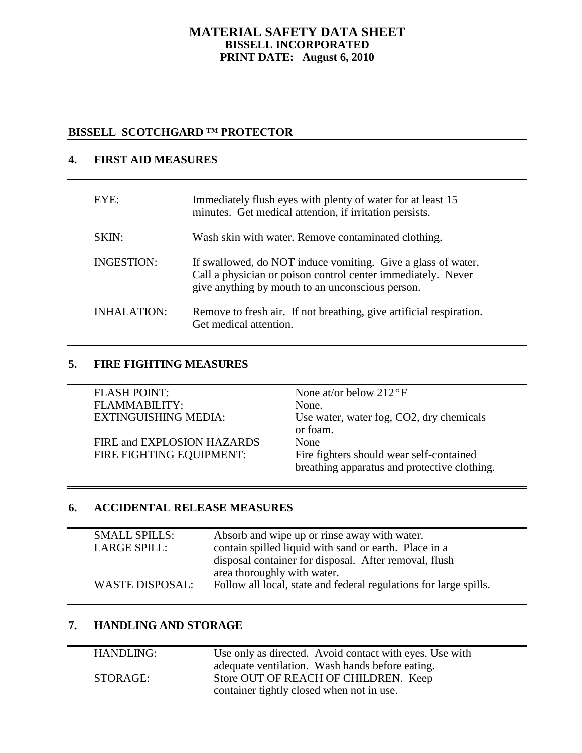# MATERIAL SAFETY DATA SHEET
## BISSELL INCORPORATED
## PRINT DATE: August 6, 2010

**BISSELL SCOTCHGARD ™ PROTECTOR**

## 4. FIRST AID MEASURES

| | |
|---|---|
| EYE: | Immediately flush eyes with plenty of water for at least 15 minutes. Get medical attention, if irritation persists. |
| SKIN: | Wash skin with water. Remove contaminated clothing. |
| INGESTION: | If swallowed, do NOT induce vomiting. Give a glass of water. Call a physician or poison control center immediately. Never give anything by mouth to an unconscious person. |
| INHALATION: | Remove to fresh air. If not breathing, give artificial respiration. Get medical attention. |

## 5. FIRE FIGHTING MEASURES

| | |
|---|---|
| FLASH POINT: | None at/or below 212°F |
| FLAMMABILITY: | None. |
| EXTINGUISHING MEDIA: | Use water, water fog, $CO_2$, dry chemicals or foam. |
| FIRE and EXPLOSION HAZARDS | None |
| FIRE FIGHTING EQUIPMENT: | Fire fighters should wear self-contained breathing apparatus and protective clothing. |

## 6. ACCIDENTAL RELEASE MEASURES

| | |
|---|---|
| SMALL SPILLS: | Absorb and wipe up or rinse away with water. |
| LARGE SPILL: | contain spilled liquid with sand or earth. Place in a disposal container for disposal. After removal, flush area thoroughly with water. |
| WASTE DISPOSAL: | Follow all local, state and federal regulations for large spills. |

## 7. HANDLING AND STORAGE

| | |
|---|---|
| HANDLING: | Use only as directed. Avoid contact with eyes. Use with adequate ventilation. Wash hands before eating. |
| STORAGE: | Store OUT OF REACH OF CHILDREN. Keep container tightly closed when not in use. |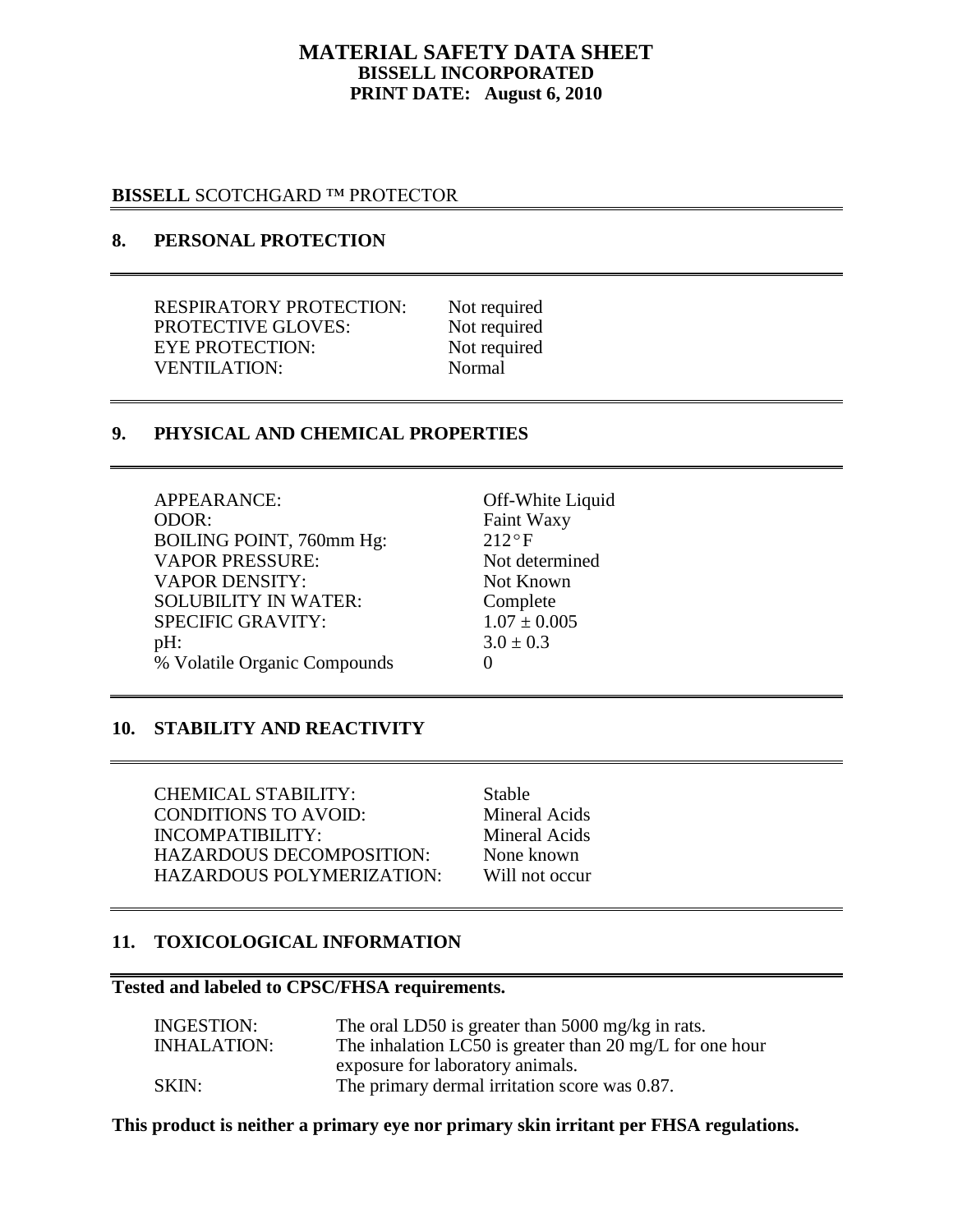# MATERIAL SAFETY DATA SHEET
## BISSELL INCORPORATED
## PRINT DATE: August 6, 2010

**BISSELL** SCOTCHGARD ™ PROTECTOR

## 8. PERSONAL PROTECTION

| | |
|---|---|
| RESPIRATORY PROTECTION: | Not required |
| PROTECTIVE GLOVES: | Not required |
| EYE PROTECTION: | Not required |
| VENTILATION: | Normal |

## 9. PHYSICAL AND CHEMICAL PROPERTIES

| | |
|---|---|
| APPEARANCE: | Off-White Liquid |
| ODOR: | Faint Waxy |
| BOILING POINT, 760mm Hg: | 212°F |
| VAPOR PRESSURE: | Not determined |
| VAPOR DENSITY: | Not Known |
| SOLUBILITY IN WATER: | Complete |
| SPECIFIC GRAVITY: | $1.07 \pm 0.005$ |
| pH: | $3.0 \pm 0.3$ |
| % Volatile Organic Compounds | 0 |

## 10. STABILITY AND REACTIVITY

| | |
|---|---|
| CHEMICAL STABILITY: | Stable |
| CONDITIONS TO AVOID: | Mineral Acids |
| INCOMPATIBILITY: | Mineral Acids |
| HAZARDOUS DECOMPOSITION: | None known |
| HAZARDOUS POLYMERIZATION: | Will not occur |

## 11. TOXICOLOGICAL INFORMATION

**Tested and labeled to CPSC/FHSA requirements.**

| | |
|---|---|
| INGESTION: | The oral LD50 is greater than 5000 mg/kg in rats. |
| INHALATION: | The inhalation LC50 is greater than 20 mg/L for one hour exposure for laboratory animals. |
| SKIN: | The primary dermal irritation score was 0.87. |

**This product is neither a primary eye nor primary skin irritant per FHSA regulations.**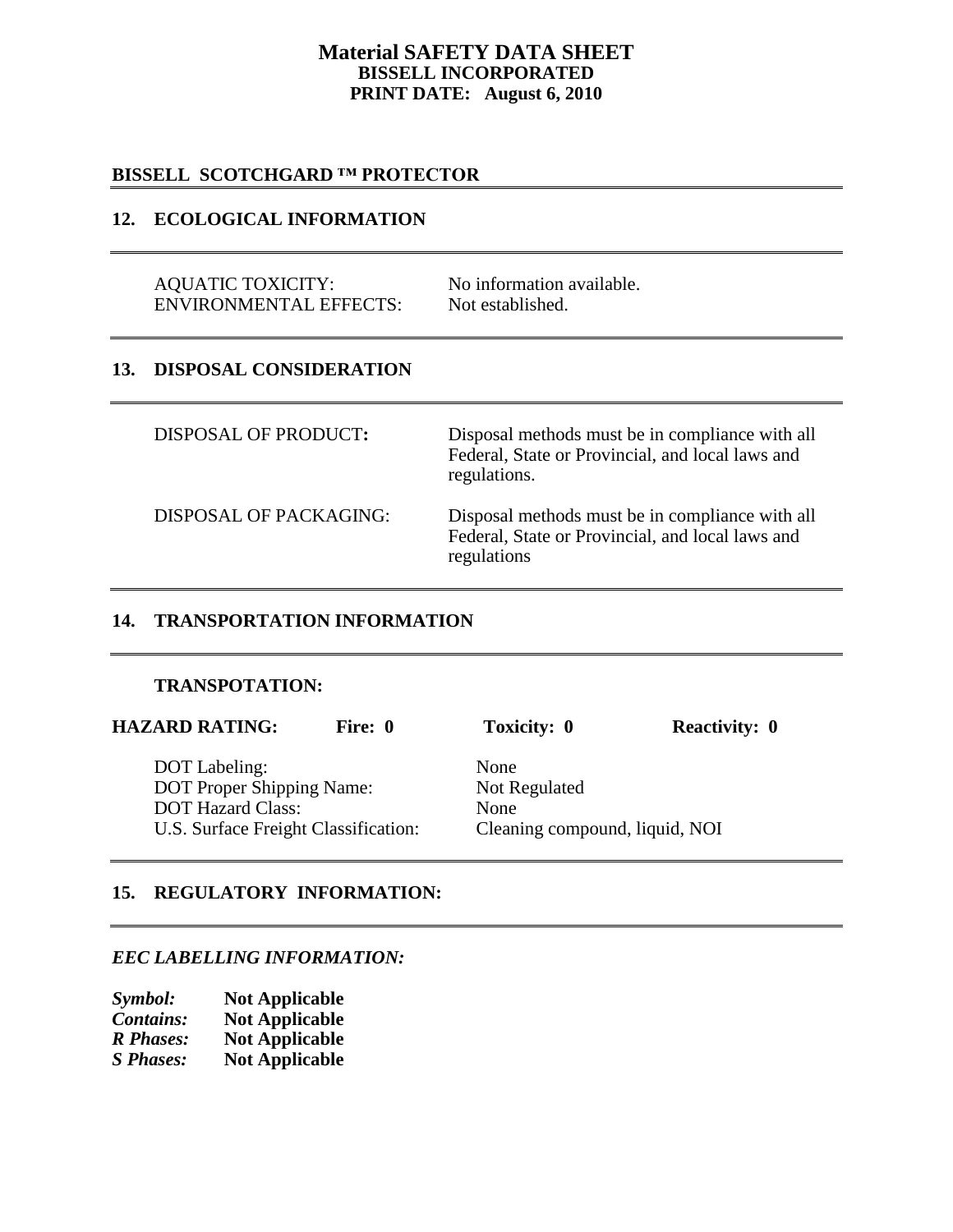# Material SAFETY DATA SHEET
**BISSELL INCORPORATED**
**PRINT DATE: August 6, 2010**

**BISSELL SCOTCHGARD ™ PROTECTOR**

## 12. ECOLOGICAL INFORMATION

| | |
|---|---|
| AQUATIC TOXICITY: | No information available. |
| ENVIRONMENTAL EFFECTS: | Not established. |

## 13. DISPOSAL CONSIDERATION

| | |
|---|---|
| DISPOSAL OF PRODUCT**:** | Disposal methods must be in compliance with all Federal, State or Provincial, and local laws and regulations. |
| DISPOSAL OF PACKAGING: | Disposal methods must be in compliance with all Federal, State or Provincial, and local laws and regulations |

## 14. TRANSPORTATION INFORMATION

**TRANSPOTATION:**

**HAZARD RATING:** **Fire: 0** **Toxicity: 0** **Reactivity: 0**

| | |
|---|---|
| DOT Labeling: | None |
| DOT Proper Shipping Name: | Not Regulated |
| DOT Hazard Class: | None |
| U.S. Surface Freight Classification: | Cleaning compound, liquid, NOI |

## 15. REGULATORY INFORMATION:

***EEC LABELLING INFORMATION:***

| | |
|---|---|
| ***Symbol:*** | **Not Applicable** |
| ***Contains:*** | **Not Applicable** |
| ***R Phases:*** | **Not Applicable** |
| ***S Phases:*** | **Not Applicable** |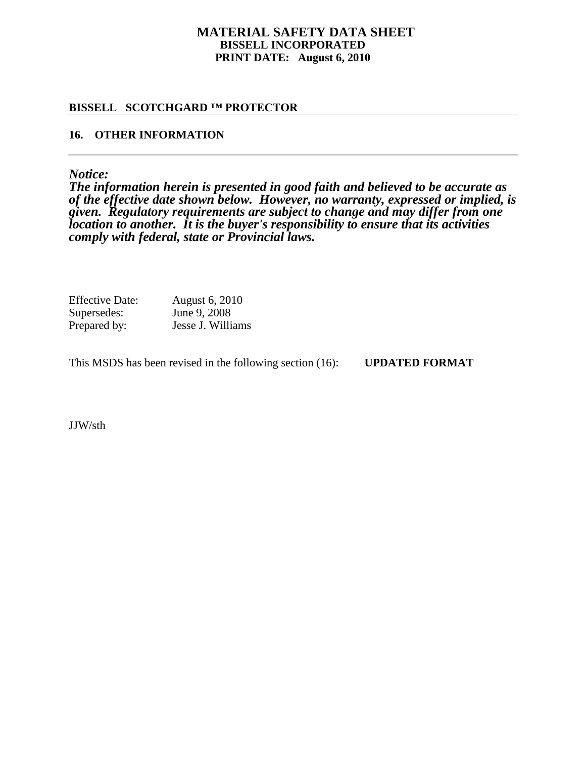**MATERIAL SAFETY DATA SHEET**
**BISSELL INCORPORATED**
**PRINT DATE: August 6, 2010**

**BISSELL SCOTCHGARD ™ PROTECTOR**

## 16. OTHER INFORMATION

***Notice:***
***The information herein is presented in good faith and believed to be accurate as of the effective date shown below. However, no warranty, expressed or implied, is given. Regulatory requirements are subject to change and may differ from one location to another. It is the buyer's responsibility to ensure that its activities comply with federal, state or Provincial laws.***

| | |
|---|---|
| Effective Date: | August 6, 2010 |
| Supersedes: | June 9, 2008 |
| Prepared by: | Jesse J. Williams |

This MSDS has been revised in the following section (16): **UPDATED FORMAT**

JJW/sth